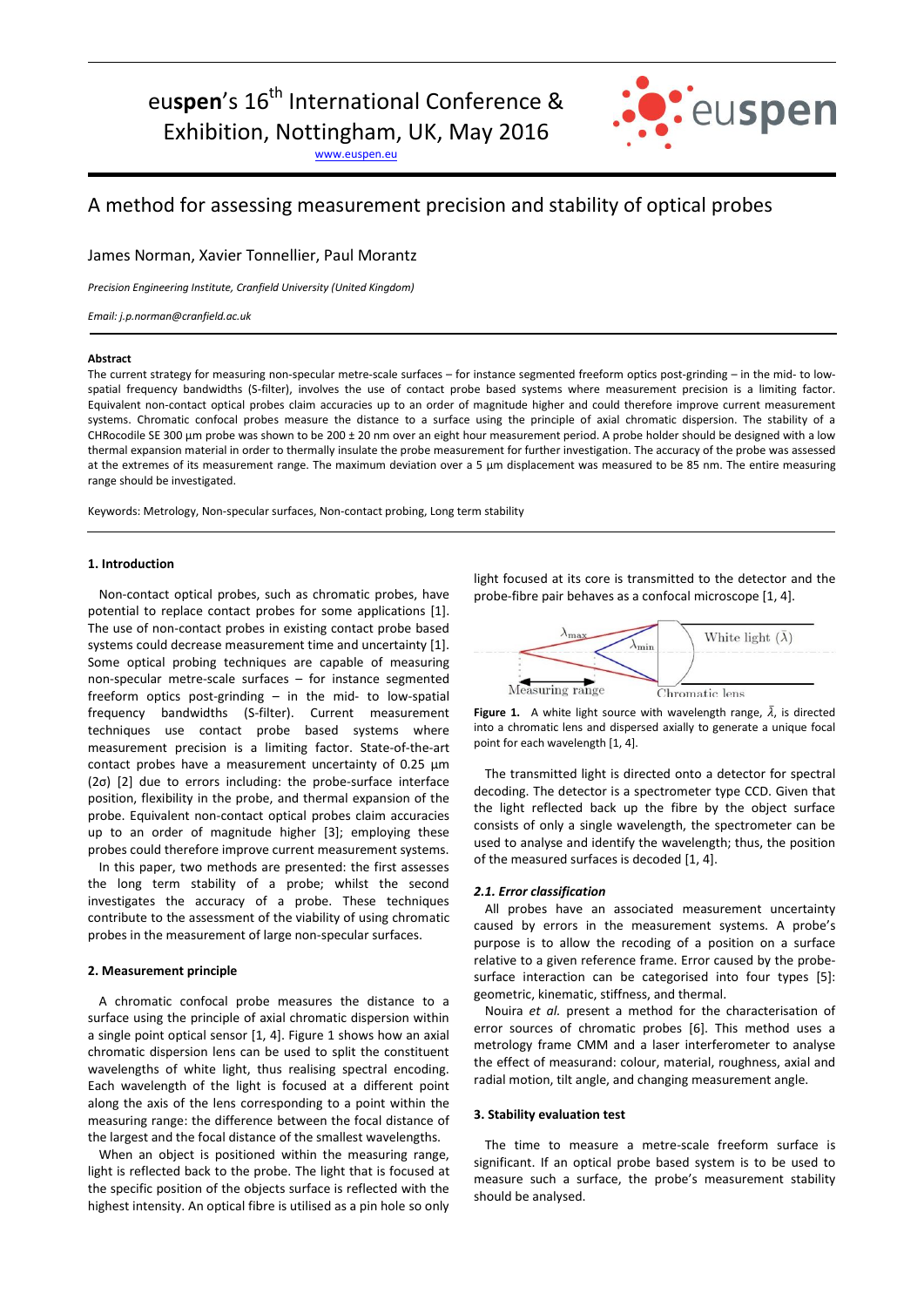euspen's 16th International Conference & Exhibition, Nottingham, UK, May 2016

www.euspen.eu

# A method for assessing measurement precision and stability of optical probes

James Norman, Xavier Tonnellier, Paul Morantz

*Precision Engineering Institute, Cranfield University (United Kingdom)*

*Email: j.p.norman@cranfield.ac.uk*

**Abstract**

The current strategy for measuring non-specular metre-scale surfaces – for instance segmented freeform optics post-grinding – in the mid- to low-spatial frequency bandwidths (S-filter), involves the use of contact probe based systems where measurement precision is a limiting factor. Equivalent non-contact optical probes claim accuracies up to an order of magnitude higher and could therefore improve current measurement systems. Chromatic confocal probes measure the distance to a surface using the principle of axial chromatic dispersion. The stability of a CHRocodile SE 300 µm probe was shown to be 200 ± 20 nm over an eight hour measurement period. A probe holder should be designed with a low thermal expansion material in order to thermally insulate the probe measurement for further investigation. The accuracy of the probe was assessed at the extremes of its measurement range. The maximum deviation over a 5 µm displacement was measured to be 85 nm. The entire measuring range should be investigated.

Keywords: Metrology, Non-specular surfaces, Non-contact probing, Long term stability

## 1. Introduction

Non-contact optical probes, such as chromatic probes, have potential to replace contact probes for some applications [1]. The use of non-contact probes in existing contact probe based systems could decrease measurement time and uncertainty [1]. Some optical probing techniques are capable of measuring non-specular metre-scale surfaces – for instance segmented freeform optics post-grinding – in the mid- to low-spatial frequency bandwidths (S-filter). Current measurement techniques use contact probe based systems where measurement precision is a limiting factor. State-of-the-art contact probes have a measurement uncertainty of 0.25 µm (2σ) [2] due to errors including: the probe-surface interface position, flexibility in the probe, and thermal expansion of the probe. Equivalent non-contact optical probes claim accuracies up to an order of magnitude higher [3]; employing these probes could therefore improve current measurement systems.

In this paper, two methods are presented: the first assesses the long term stability of a probe; whilst the second investigates the accuracy of a probe. These techniques contribute to the assessment of the viability of using chromatic probes in the measurement of large non-specular surfaces.

## 2. Measurement principle

A chromatic confocal probe measures the distance to a surface using the principle of axial chromatic dispersion within a single point optical sensor [1, 4]. Figure 1 shows how an axial chromatic dispersion lens can be used to split the constituent wavelengths of white light, thus realising spectral encoding. Each wavelength of the light is focused at a different point along the axis of the lens corresponding to a point within the measuring range: the difference between the focal distance of the largest and the focal distance of the smallest wavelengths.

When an object is positioned within the measuring range, light is reflected back to the probe. The light that is focused at the specific position of the objects surface is reflected with the highest intensity. An optical fibre is utilised as a pin hole so only light focused at its core is transmitted to the detector and the probe-fibre pair behaves as a confocal microscope [1, 4].

**Figure 1.** A white light source with wavelength range, $\bar{\lambda}$, is directed into a chromatic lens and dispersed axially to generate a unique focal point for each wavelength [1, 4].

The transmitted light is directed onto a detector for spectral decoding. The detector is a spectrometer type CCD. Given that the light reflected back up the fibre by the object surface consists of only a single wavelength, the spectrometer can be used to analyse and identify the wavelength; thus, the position of the measured surfaces is decoded [1, 4].

### *2.1. Error classification*

All probes have an associated measurement uncertainty caused by errors in the measurement systems. A probe's purpose is to allow the recoding of a position on a surface relative to a given reference frame. Error caused by the probe-surface interaction can be categorised into four types [5]: geometric, kinematic, stiffness, and thermal.

Nouira *et al.* present a method for the characterisation of error sources of chromatic probes [6]. This method uses a metrology frame CMM and a laser interferometer to analyse the effect of measurand: colour, material, roughness, axial and radial motion, tilt angle, and changing measurement angle.

## 3. Stability evaluation test

The time to measure a metre-scale freeform surface is significant. If an optical probe based system is to be used to measure such a surface, the probe's measurement stability should be analysed.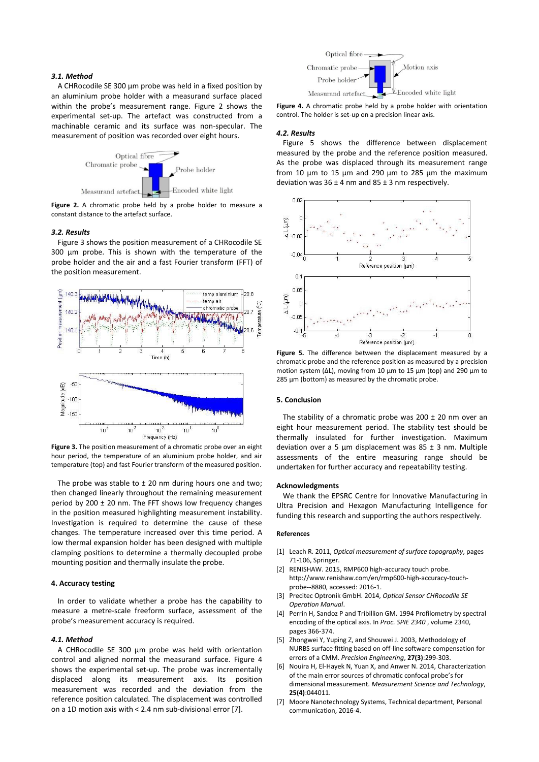### 3.1. Method

A CHRocodile SE 300 µm probe was held in a fixed position by an aluminium probe holder with a measurand surface placed within the probe's measurement range. Figure 2 shows the experimental set-up. The artefact was constructed from a machinable ceramic and its surface was non-specular. The measurement of position was recorded over eight hours.

Optical fibre
Chromatic probe
Probe holder
Measurand artefact
Encoded white light

**Figure 2.** A chromatic probe held by a probe holder to measure a constant distance to the artefact surface.

### 3.2. Results

Figure 3 shows the position measurement of a CHRocodile SE 300 µm probe. This is shown with the temperature of the probe holder and the air and a fast Fourier transform (FFT) of the position measurement.

Position measurement (µm)
140.3
140.2
140.1
temp aluminium
temp air
chromatic probe
20.8
20.7
20.6
Temperature (°C)
0 1 2 3 4 5 6 7 8
Time (h)

Magnitude (dB)
-50
-100
-150
$10^{-4}$ $10^{-3}$ $10^{-2}$ $10^{-1}$ $10^{0}$
Frequency (Hz)

**Figure 3.** The position measurement of a chromatic probe over an eight hour period, the temperature of an aluminium probe holder, and air temperature (top) and fast Fourier transform of the measured position.

The probe was stable to ± 20 nm during hours one and two; then changed linearly throughout the remaining measurement period by 200 ± 20 nm. The FFT shows low frequency changes in the position measured highlighting measurement instability. Investigation is required to determine the cause of these changes. The temperature increased over this time period. A low thermal expansion holder has been designed with multiple clamping positions to determine a thermally decoupled probe mounting position and thermally insulate the probe.

## 4. Accuracy testing

In order to validate whether a probe has the capability to measure a metre-scale freeform surface, assessment of the probe's measurement accuracy is required.

### 4.1. Method

A CHRocodile SE 300 µm probe was held with orientation control and aligned normal the measurand surface. Figure 4 shows the experimental set-up. The probe was incrementally displaced along its measurement axis. Its position measurement was recorded and the deviation from the reference position calculated. The displacement was controlled on a 1D motion axis with < 2.4 nm sub-divisional error [7].

Optical fibre
Chromatic probe
Probe holder
Measurand artefact
Motion axis
Encoded white light

**Figure 4.** A chromatic probe held by a probe holder with orientation control. The holder is set-up on a precision linear axis.

### 4.2. Results

Figure 5 shows the difference between displacement measured by the probe and the reference position measured. As the probe was displaced through its measurement range from 10 µm to 15 µm and 290 µm to 285 µm the maximum deviation was 36 ± 4 nm and 85 ± 3 nm respectively.

0.02
0
-0.02
-0.04
ΔL (µm)
0 1 2 3 4 5
Reference position (µm)

0.1
0.05
0
-0.05
-0.1
ΔL (µm)
-5 -4 -3 -2 -1 0
Reference position (µm)

**Figure 5.** The difference between the displacement measured by a chromatic probe and the reference position as measured by a precision motion system (ΔL), moving from 10 µm to 15 µm (top) and 290 µm to 285 µm (bottom) as measured by the chromatic probe.

## 5. Conclusion

The stability of a chromatic probe was 200 ± 20 nm over an eight hour measurement period. The stability test should be thermally insulated for further investigation. Maximum deviation over a 5 µm displacement was 85 ± 3 nm. Multiple assessments of the entire measuring range should be undertaken for further accuracy and repeatability testing.

## Acknowledgments

We thank the EPSRC Centre for Innovative Manufacturing in Ultra Precision and Hexagon Manufacturing Intelligence for funding this research and supporting the authors respectively.

## References

[1] Leach R. 2011, *Optical measurement of surface topography*, pages 71-106, Springer.

[2] RENISHAW. 2015, RMP600 high-accuracy touch probe. http://www.renishaw.com/en/rmp600-high-accuracy-touch-probe--8880, accessed: 2016-1.

[3] Precitec Optronik GmbH. 2014, *Optical Sensor CHRocodile SE Operation Manual*.

[4] Perrin H, Sandoz P and Tribillion GM. 1994 Profilometry by spectral encoding of the optical axis. In *Proc. SPIE 2340* , volume 2340, pages 366-374.

[5] Zhongwei Y, Yuping Z, and Shouwei J. 2003, Methodology of NURBS surface fitting based on off-line software compensation for errors of a CMM. *Precision Engineering*, **27(3)**:299-303.

[6] Nouira H, El-Hayek N, Yuan X, and Anwer N. 2014, Characterization of the main error sources of chromatic confocal probe's for dimensional measurement. *Measurement Science and Technology*, **25(4)**:044011.

[7] Moore Nanotechnology Systems, Technical department, Personal communication, 2016-4.